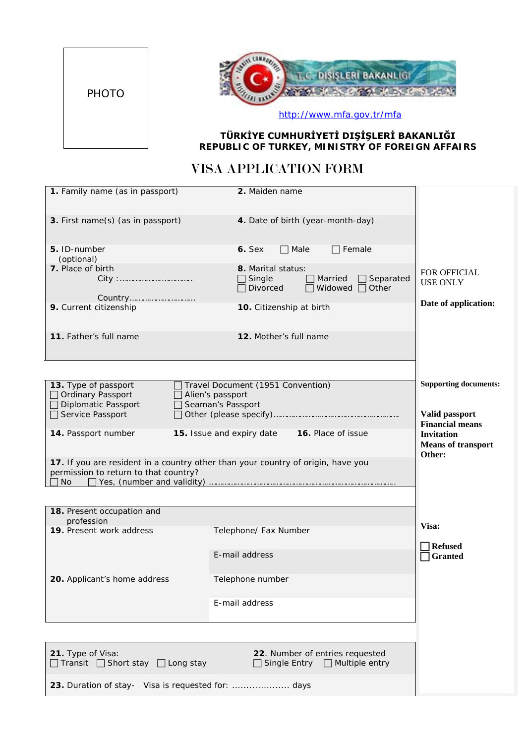PHOTO

T.C. DIŞİŞLERİ BAKANLIĞI

http://www.mfa.gov.tr/mfa

**TÜRKİYE CUMHURİYETİ DIŞİŞLERİ BAKANLIĞI**
**REPUBLIC OF TURKEY, MINISTRY OF FOREIGN AFFAIRS**

# VISA APPLICATION FORM

| | | |
|---|---|---|
| **1.** Family name (as in passport) | **2.** Maiden name | FOR OFFICIAL USE ONLY |
| **3.** First name(s) (as in passport) | **4.** Date of birth (year-month-day) | |
| **5.** ID-number (optional) | **6.** Sex ☐ Male ☐ Female | |
| **7.** Place of birth City :………………………. Country……………………. | **8.** Marital status: ☐ Single ☐ Married ☐ Separated ☐ Divorced ☐ Widowed ☐ Other | **Date of application:** |
| **9.** Current citizenship | **10.** Citizenship at birth | |
| **11.** Father's full name | **12.** Mother's full name | |

| | | |
|---|---|---|
| **13.** Type of passport ☐ Ordinary Passport ☐ Diplomatic Passport ☐ Service Passport | ☐ Travel Document (1951 Convention) ☐ Alien's passport ☐ Seaman's Passport ☐ Other (please specify)………………………………………… | **Supporting documents:** |
| **14.** Passport number | **15.** Issue and expiry date **16.** Place of issue | **Valid passport** **Financial means** **Invitation** **Means of transport** **Other:** |
| **17.** If you are resident in a country other than your country of origin, have you permission to return to that country? ☐ No ☐ Yes, (number and validity) …………………………………………………………… | | |

| | | |
|---|---|---|
| **18.** Present occupation and profession | | **Visa:** |
| **19.** Present work address | Telephone/ Fax Number | ☐ **Refused** ☐ **Granted** |
| | E-mail address | |
| **20.** Applicant's home address | Telephone number | |
| | E-mail address | |

| | |
|---|---|
| **21.** Type of Visa: ☐ Transit ☐ Short stay ☐ Long stay | **22.** Number of entries requested ☐ Single Entry ☐ Multiple entry |
| **23.** Duration of stay- Visa is requested for: ………………… days | |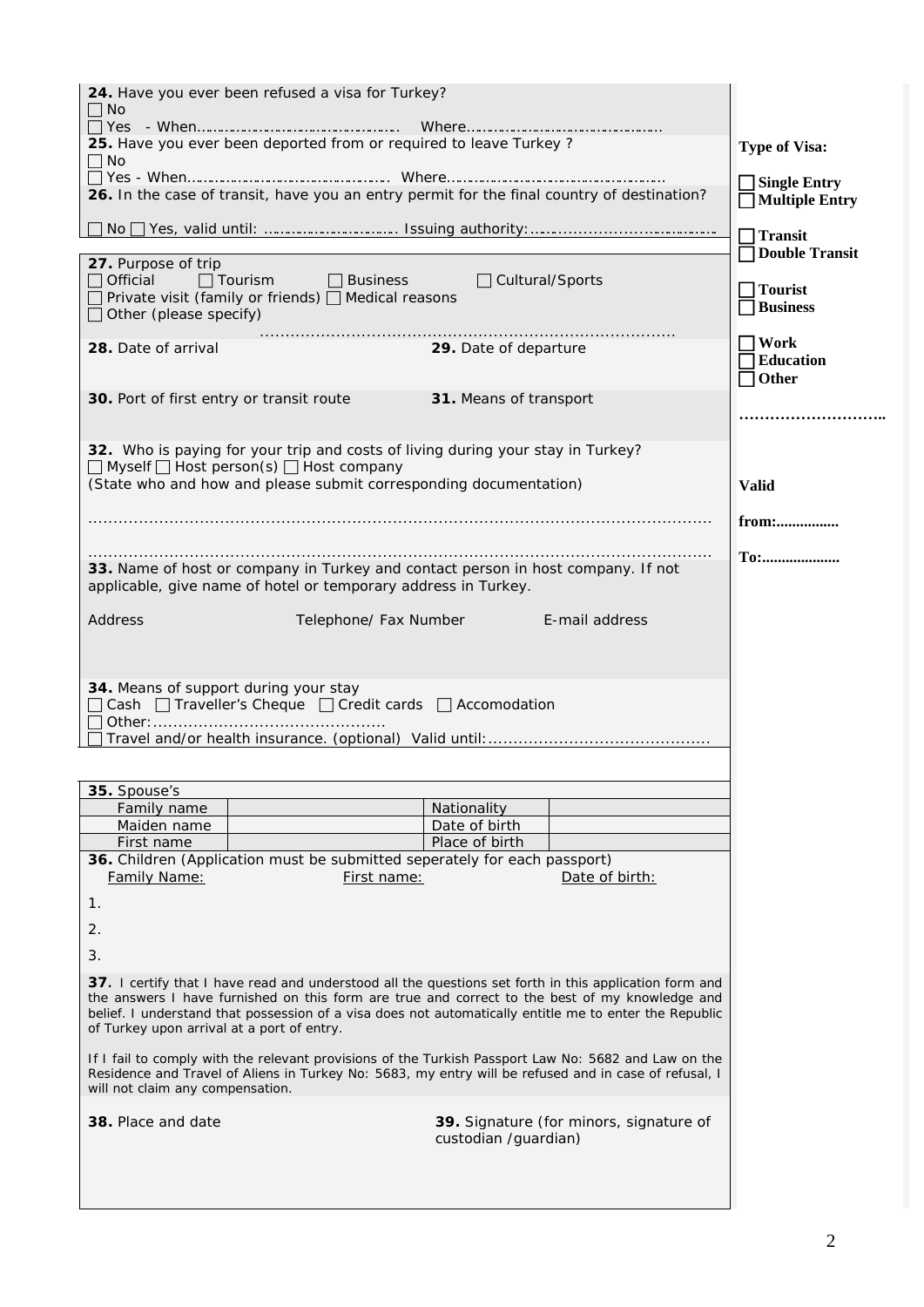**24.** Have you ever been refused a visa for Turkey?
☐ No
☐ Yes - When………………………………………. Where……………………………………

**25.** Have you ever been deported from or required to leave Turkey ?
☐ No
☐ Yes - When………………………………………. Where…………………………………………

**26.** In the case of transit, have you an entry permit for the final country of destination?

☐ No ☐ Yes, valid until: ………………………. Issuing authority:…………………………………

**27.** Purpose of trip
☐ Official ☐ Tourism ☐ Business ☐ Cultural/Sports
☐ Private visit (family or friends) ☐ Medical reasons
☐ Other (please specify)
……………………………………………………………………………

**28.** Date of arrival

**29.** Date of departure

**30.** Port of first entry or transit route

**31.** Means of transport

**32.** Who is paying for your trip and costs of living during your stay in Turkey?
☐ Myself ☐ Host person(s) ☐ Host company
(State who and how and please submit corresponding documentation)

……………………………………………………………………………………………………………

……………………………………………………………………………………………………………

**33.** Name of host or company in Turkey and contact person in host company. If not applicable, give name of hotel or temporary address in Turkey.

Address | Telephone/ Fax Number | E-mail address

**34.** Means of support during your stay
☐ Cash ☐ Traveller's Cheque ☐ Credit cards ☐ Accomodation
☐ Other:…………………………………………
☐ Travel and/or health insurance. (optional) Valid until:………………………………………

**35.** Spouse's

| | | | |
|---|---|---|---|
| Family name | | Nationality | |
| Maiden name | | Date of birth | |
| First name | | Place of birth | |

**36.** Children (Application must be submitted seperately for each passport)

| Family Name: | First name: | Date of birth: |
|---|---|---|
| 1. | | |
| 2. | | |
| 3. | | |

**37.** I certify that I have read and understood all the questions set forth in this application form and the answers I have furnished on this form are true and correct to the best of my knowledge and belief. I understand that possession of a visa does not automatically entitle me to enter the Republic of Turkey upon arrival at a port of entry.

If I fail to comply with the relevant provisions of the Turkish Passport Law No: 5682 and Law on the Residence and Travel of Aliens in Turkey No: 5683, my entry will be refused and in case of refusal, I will not claim any compensation.

**38.** Place and date

**39.** Signature (for minors, signature of custodian /guardian)

**Type of Visa:**

☐ **Single Entry**
☐ **Multiple Entry**

☐ **Transit**
☐ **Double Transit**

☐ **Tourist**
☐ **Business**

☐ **Work**
☐ **Education**
☐ **Other**

………………………..

**Valid**

**from:…………….**

**To:………………..**